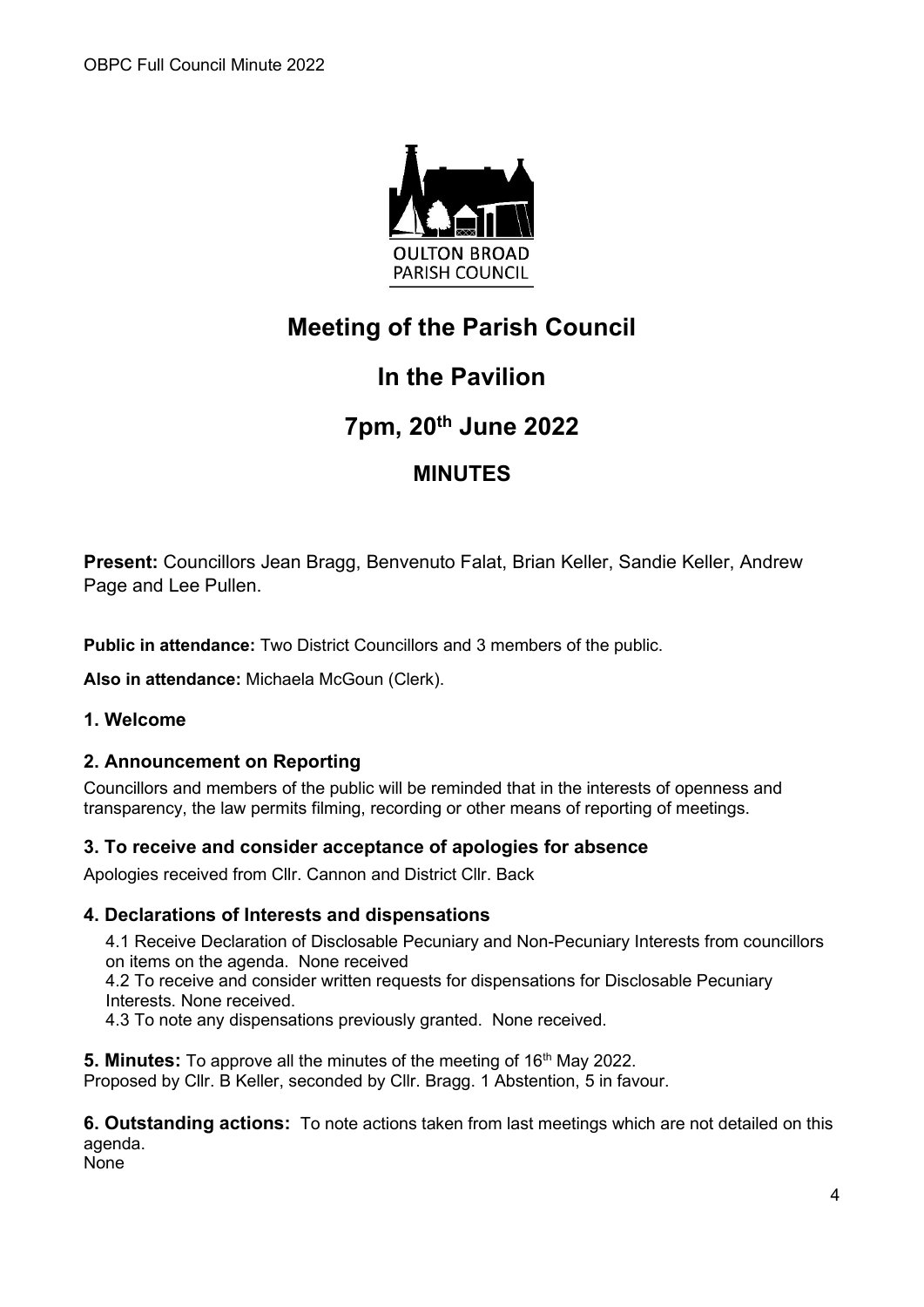# Meeting of the Parish Council

## In the Pavilion

## 7pm, 20th June 2022

### MINUTES

**Present:** Councillors Jean Bragg, Benvenuto Falat, Brian Keller, Sandie Keller, Andrew Page and Lee Pullen.

**Public in attendance:** Two District Councillors and 3 members of the public.

**Also in attendance:** Michaela McGoun (Clerk).

### 1. Welcome

### 2. Announcement on Reporting

Councillors and members of the public will be reminded that in the interests of openness and transparency, the law permits filming, recording or other means of reporting of meetings.

### 3. To receive and consider acceptance of apologies for absence

Apologies received from Cllr. Cannon and District Cllr. Back

### 4. Declarations of Interests and dispensations

4.1 Receive Declaration of Disclosable Pecuniary and Non-Pecuniary Interests from councillors on items on the agenda. None received

4.2 To receive and consider written requests for dispensations for Disclosable Pecuniary Interests. None received.

4.3 To note any dispensations previously granted. None received.

**5. Minutes:** To approve all the minutes of the meeting of 16th May 2022.
Proposed by Cllr. B Keller, seconded by Cllr. Bragg. 1 Abstention, 5 in favour.

**6. Outstanding actions:** To note actions taken from last meetings which are not detailed on this agenda.
None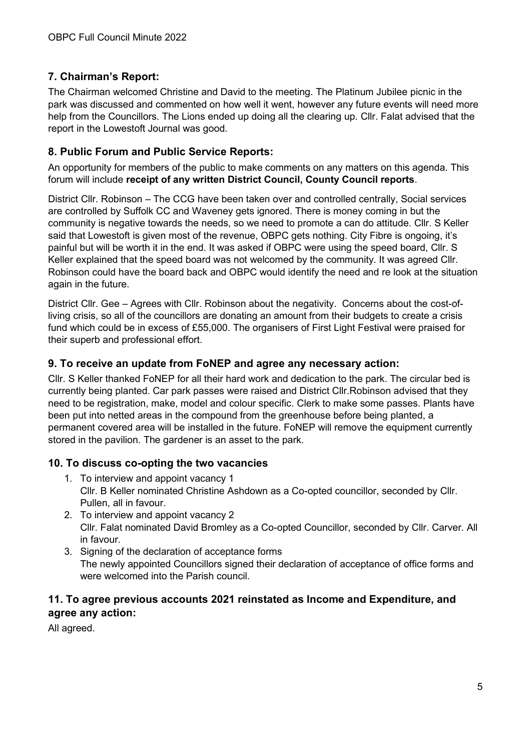## 7. Chairman's Report:

The Chairman welcomed Christine and David to the meeting. The Platinum Jubilee picnic in the park was discussed and commented on how well it went, however any future events will need more help from the Councillors. The Lions ended up doing all the clearing up. Cllr. Falat advised that the report in the Lowestoft Journal was good.

## 8. Public Forum and Public Service Reports:

An opportunity for members of the public to make comments on any matters on this agenda. This forum will include **receipt of any written District Council, County Council reports**.

District Cllr. Robinson – The CCG have been taken over and controlled centrally, Social services are controlled by Suffolk CC and Waveney gets ignored. There is money coming in but the community is negative towards the needs, so we need to promote a can do attitude. Cllr. S Keller said that Lowestoft is given most of the revenue, OBPC gets nothing. City Fibre is ongoing, it's painful but will be worth it in the end. It was asked if OBPC were using the speed board, Cllr. S Keller explained that the speed board was not welcomed by the community. It was agreed Cllr. Robinson could have the board back and OBPC would identify the need and re look at the situation again in the future.

District Cllr. Gee – Agrees with Cllr. Robinson about the negativity. Concerns about the cost-of-living crisis, so all of the councillors are donating an amount from their budgets to create a crisis fund which could be in excess of £55,000. The organisers of First Light Festival were praised for their superb and professional effort.

## 9. To receive an update from FoNEP and agree any necessary action:

Cllr. S Keller thanked FoNEP for all their hard work and dedication to the park. The circular bed is currently being planted. Car park passes were raised and District Cllr.Robinson advised that they need to be registration, make, model and colour specific. Clerk to make some passes. Plants have been put into netted areas in the compound from the greenhouse before being planted, a permanent covered area will be installed in the future. FoNEP will remove the equipment currently stored in the pavilion. The gardener is an asset to the park.

## 10. To discuss co-opting the two vacancies

1. To interview and appoint vacancy 1
   Cllr. B Keller nominated Christine Ashdown as a Co-opted councillor, seconded by Cllr. Pullen, all in favour.
2. To interview and appoint vacancy 2
   Cllr. Falat nominated David Bromley as a Co-opted Councillor, seconded by Cllr. Carver. All in favour.
3. Signing of the declaration of acceptance forms
   The newly appointed Councillors signed their declaration of acceptance of office forms and were welcomed into the Parish council.

## 11. To agree previous accounts 2021 reinstated as Income and Expenditure, and agree any action:

All agreed.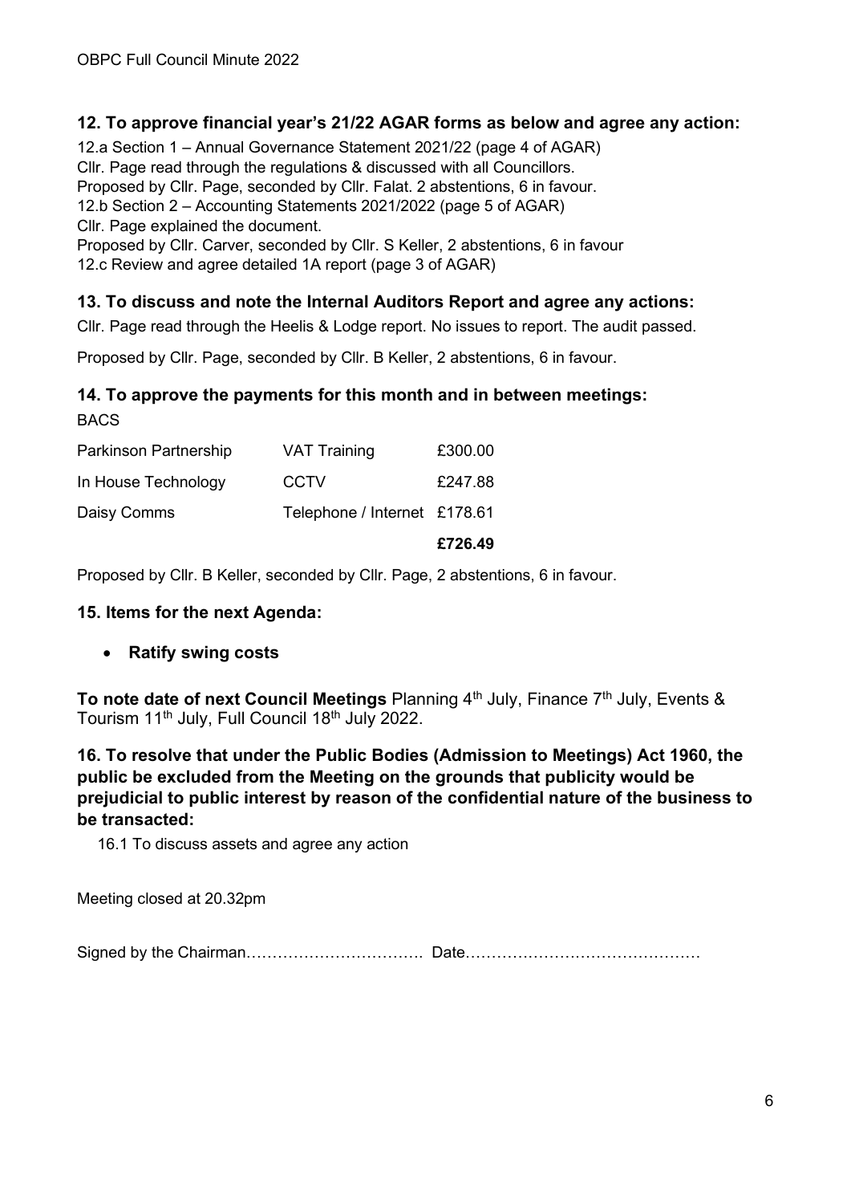### 12. To approve financial year's 21/22 AGAR forms as below and agree any action:

12.a Section 1 – Annual Governance Statement 2021/22 (page 4 of AGAR)
Cllr. Page read through the regulations & discussed with all Councillors.
Proposed by Cllr. Page, seconded by Cllr. Falat. 2 abstentions, 6 in favour.
12.b Section 2 – Accounting Statements 2021/2022 (page 5 of AGAR)
Cllr. Page explained the document.
Proposed by Cllr. Carver, seconded by Cllr. S Keller, 2 abstentions, 6 in favour
12.c Review and agree detailed 1A report (page 3 of AGAR)

### 13. To discuss and note the Internal Auditors Report and agree any actions:

Cllr. Page read through the Heelis & Lodge report. No issues to report. The audit passed.

Proposed by Cllr. Page, seconded by Cllr. B Keller, 2 abstentions, 6 in favour.

### 14. To approve the payments for this month and in between meetings:

BACS

| | | |
|---|---|---|
| Parkinson Partnership | VAT Training | £300.00 |
| In House Technology | CCTV | £247.88 |
| Daisy Comms | Telephone / Internet | £178.61 |
| | | **£726.49** |

Proposed by Cllr. B Keller, seconded by Cllr. Page, 2 abstentions, 6 in favour.

### 15. Items for the next Agenda:

- **Ratify swing costs**

**To note date of next Council Meetings** Planning 4th July, Finance 7th July, Events & Tourism 11th July, Full Council 18th July 2022.

### 16. To resolve that under the Public Bodies (Admission to Meetings) Act 1960, the public be excluded from the Meeting on the grounds that publicity would be prejudicial to public interest by reason of the confidential nature of the business to be transacted:

16.1 To discuss assets and agree any action

Meeting closed at 20.32pm

Signed by the Chairman……………………………. Date………………………………………